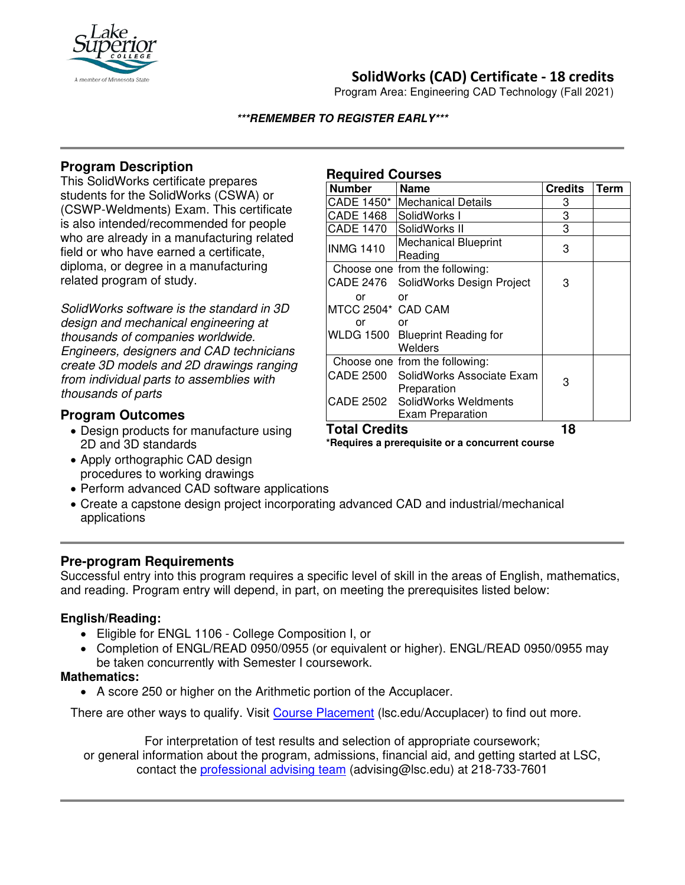# SolidWorks (CAD) Certificate - 18 credits

Program Area: Engineering CAD Technology (Fall 2021)

***REMEMBER TO REGISTER EARLY***

## Program Description

This SolidWorks certificate prepares students for the SolidWorks (CSWA) or (CSWP-Weldments) Exam. This certificate is also intended/recommended for people who are already in a manufacturing related field or who have earned a certificate, diploma, or degree in a manufacturing related program of study.

*SolidWorks software is the standard in 3D design and mechanical engineering at thousands of companies worldwide. Engineers, designers and CAD technicians create 3D models and 2D drawings ranging from individual parts to assemblies with thousands of parts*

## Required Courses

| Number | Name | Credits | Term |
|---|---|---|---|
| CADE 1450* | Mechanical Details | 3 | |
| CADE 1468 | SolidWorks I | 3 | |
| CADE 1470 | SolidWorks II | 3 | |
| INMG 1410 | Mechanical Blueprint Reading | 3 | |
| Choose one from the following:<br>CADE 2476<br>or<br>MTCC 2504*<br>or<br>WLDG 1500 | <br>SolidWorks Design Project<br>or<br>CAD CAM<br>or<br>Blueprint Reading for Welders | 3 | |
| Choose one from the following:<br>CADE 2500<br>CADE 2502 | <br>SolidWorks Associate Exam Preparation<br>SolidWorks Weldments Exam Preparation | 3 | |
| **Total Credits** | | **18** | |

**\*Requires a prerequisite or a concurrent course**

## Program Outcomes

- Design products for manufacture using 2D and 3D standards
- Apply orthographic CAD design procedures to working drawings
- Perform advanced CAD software applications
- Create a capstone design project incorporating advanced CAD and industrial/mechanical applications

## Pre-program Requirements

Successful entry into this program requires a specific level of skill in the areas of English, mathematics, and reading. Program entry will depend, in part, on meeting the prerequisites listed below:

### English/Reading:

- Eligible for ENGL 1106 - College Composition I, or
- Completion of ENGL/READ 0950/0955 (or equivalent or higher). ENGL/READ 0950/0955 may be taken concurrently with Semester I coursework.

### Mathematics:

- A score 250 or higher on the Arithmetic portion of the Accuplacer.

There are other ways to qualify. Visit Course Placement (lsc.edu/Accuplacer) to find out more.

For interpretation of test results and selection of appropriate coursework; or general information about the program, admissions, financial aid, and getting started at LSC, contact the professional advising team (advising@lsc.edu) at 218-733-7601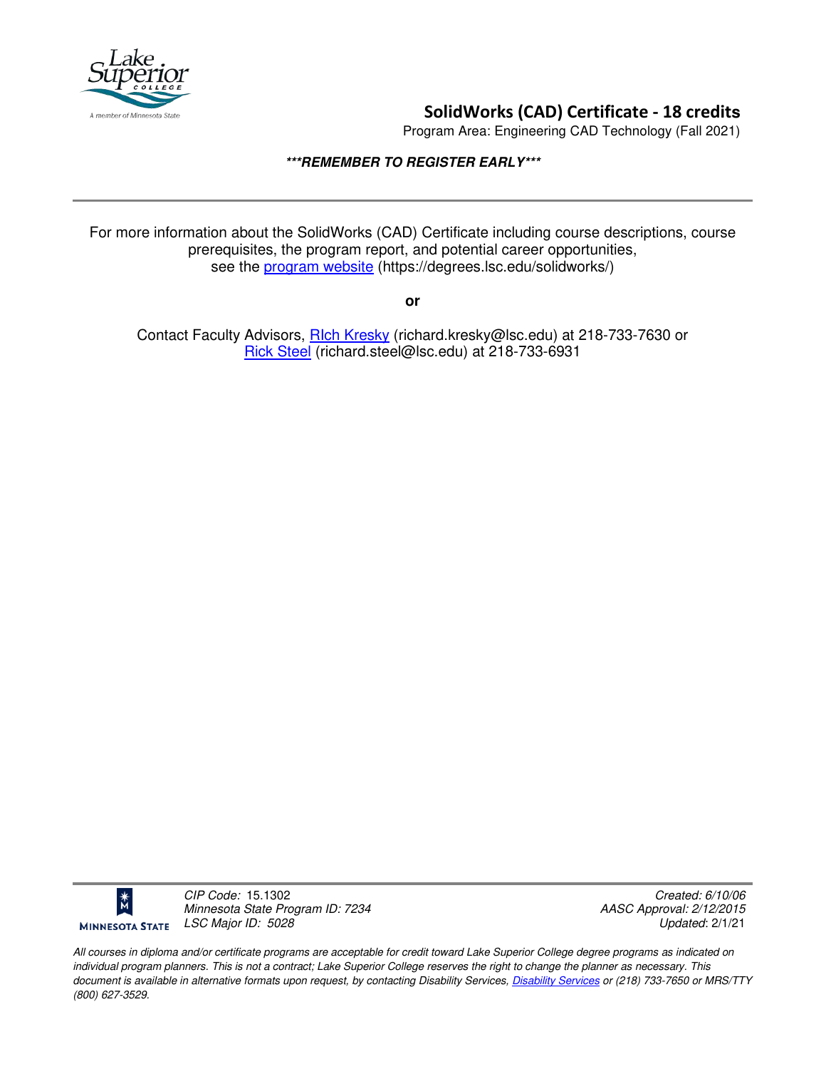# SolidWorks (CAD) Certificate - 18 credits

Program Area: Engineering CAD Technology (Fall 2021)

***REMEMBER TO REGISTER EARLY***

---

For more information about the SolidWorks (CAD) Certificate including course descriptions, course prerequisites, the program report, and potential career opportunities, see the [program website](https://degrees.lsc.edu/solidworks/) (https://degrees.lsc.edu/solidworks/)

**or**

Contact Faculty Advisors, RIch Kresky (richard.kresky@lsc.edu) at 218-733-7630 or Rick Steel (richard.steel@lsc.edu) at 218-733-6931

---

*CIP Code:* 15.1302
*Minnesota State Program ID: 7234*
*LSC Major ID: 5028*

*Created: 6/10/06*
*AASC Approval: 2/12/2015*
*Updated*: 2/1/21

*All courses in diploma and/or certificate programs are acceptable for credit toward Lake Superior College degree programs as indicated on individual program planners. This is not a contract; Lake Superior College reserves the right to change the planner as necessary. This document is available in alternative formats upon request, by contacting Disability Services, Disability Services or (218) 733-7650 or MRS/TTY (800) 627-3529.*